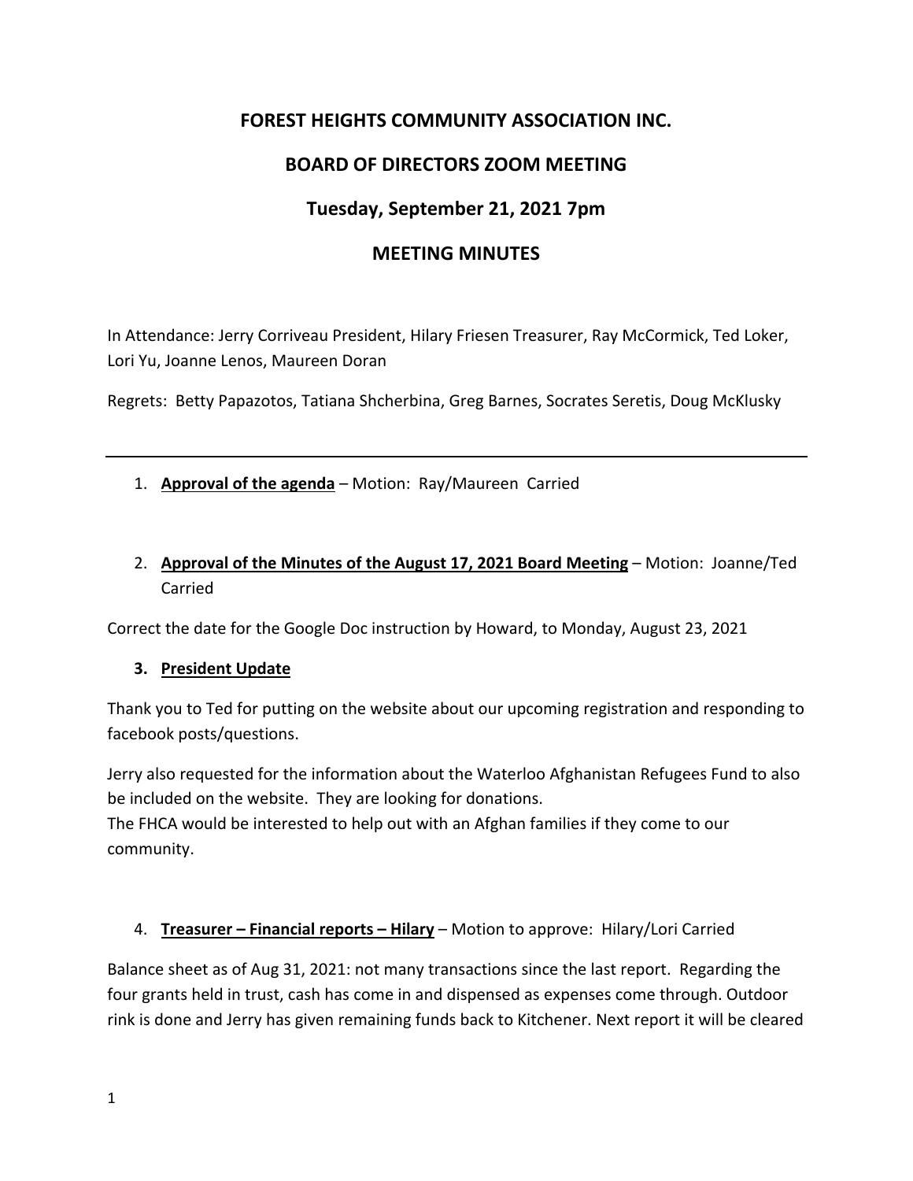# FOREST HEIGHTS COMMUNITY ASSOCIATION INC.

## BOARD OF DIRECTORS ZOOM MEETING

## Tuesday, September 21, 2021 7pm

## MEETING MINUTES

In Attendance: Jerry Corriveau President, Hilary Friesen Treasurer, Ray McCormick, Ted Loker, Lori Yu, Joanne Lenos, Maureen Doran

Regrets: Betty Papazotos, Tatiana Shcherbina, Greg Barnes, Socrates Seretis, Doug McKlusky

---

1. **Approval of the agenda** – Motion: Ray/Maureen Carried

2. **Approval of the Minutes of the August 17, 2021 Board Meeting** – Motion: Joanne/Ted Carried

Correct the date for the Google Doc instruction by Howard, to Monday, August 23, 2021

3. **President Update**

Thank you to Ted for putting on the website about our upcoming registration and responding to facebook posts/questions.

Jerry also requested for the information about the Waterloo Afghanistan Refugees Fund to also be included on the website. They are looking for donations.
The FHCA would be interested to help out with an Afghan families if they come to our community.

4. **Treasurer – Financial reports – Hilary** – Motion to approve: Hilary/Lori Carried

Balance sheet as of Aug 31, 2021: not many transactions since the last report. Regarding the four grants held in trust, cash has come in and dispensed as expenses come through. Outdoor rink is done and Jerry has given remaining funds back to Kitchener. Next report it will be cleared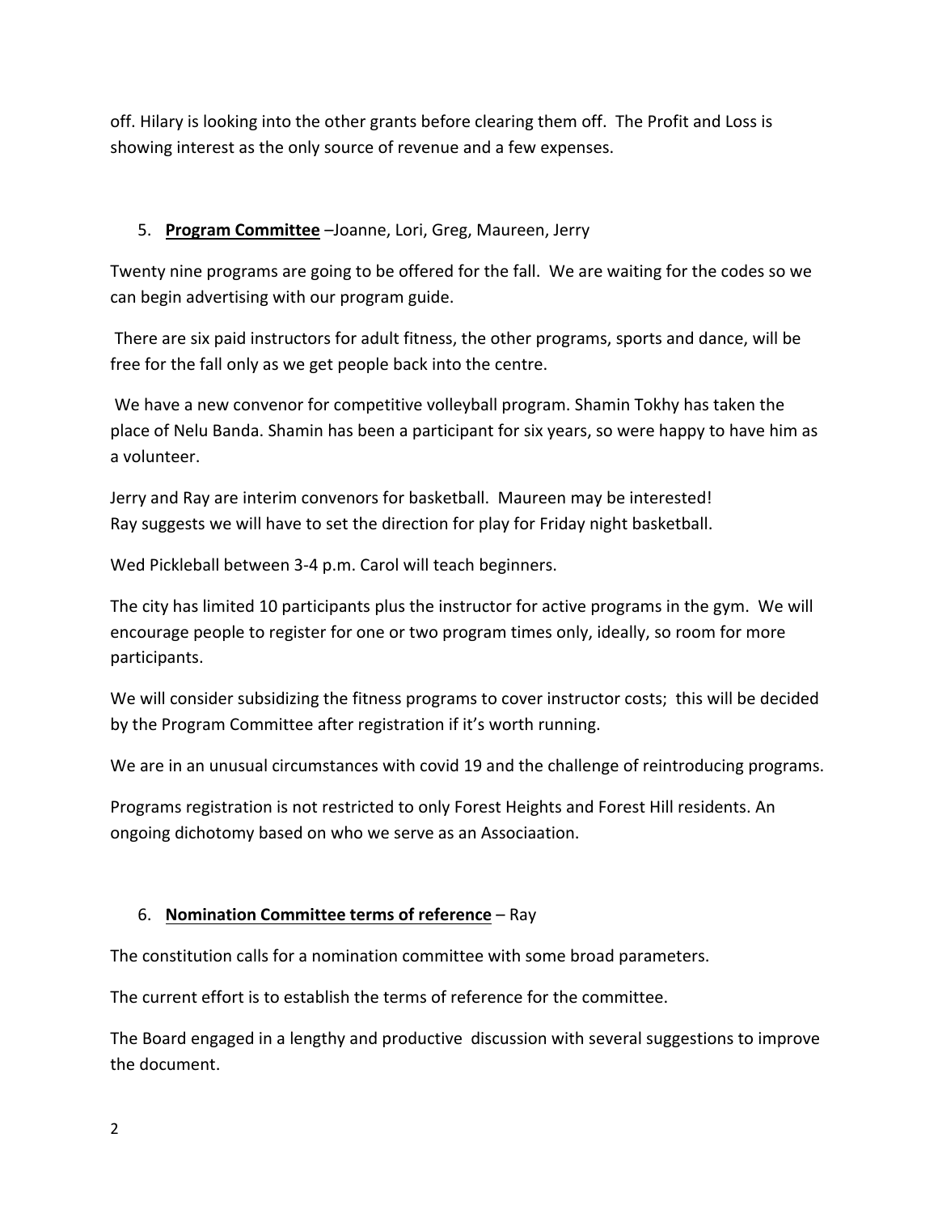off. Hilary is looking into the other grants before clearing them off. The Profit and Loss is showing interest as the only source of revenue and a few expenses.

5. **Program Committee** –Joanne, Lori, Greg, Maureen, Jerry

Twenty nine programs are going to be offered for the fall. We are waiting for the codes so we can begin advertising with our program guide.

There are six paid instructors for adult fitness, the other programs, sports and dance, will be free for the fall only as we get people back into the centre.

We have a new convenor for competitive volleyball program. Shamin Tokhy has taken the place of Nelu Banda. Shamin has been a participant for six years, so were happy to have him as a volunteer.

Jerry and Ray are interim convenors for basketball. Maureen may be interested!
Ray suggests we will have to set the direction for play for Friday night basketball.

Wed Pickleball between 3-4 p.m. Carol will teach beginners.

The city has limited 10 participants plus the instructor for active programs in the gym. We will encourage people to register for one or two program times only, ideally, so room for more participants.

We will consider subsidizing the fitness programs to cover instructor costs; this will be decided by the Program Committee after registration if it's worth running.

We are in an unusual circumstances with covid 19 and the challenge of reintroducing programs.

Programs registration is not restricted to only Forest Heights and Forest Hill residents. An ongoing dichotomy based on who we serve as an Associaation.

6. **Nomination Committee terms of reference** – Ray

The constitution calls for a nomination committee with some broad parameters.

The current effort is to establish the terms of reference for the committee.

The Board engaged in a lengthy and productive discussion with several suggestions to improve the document.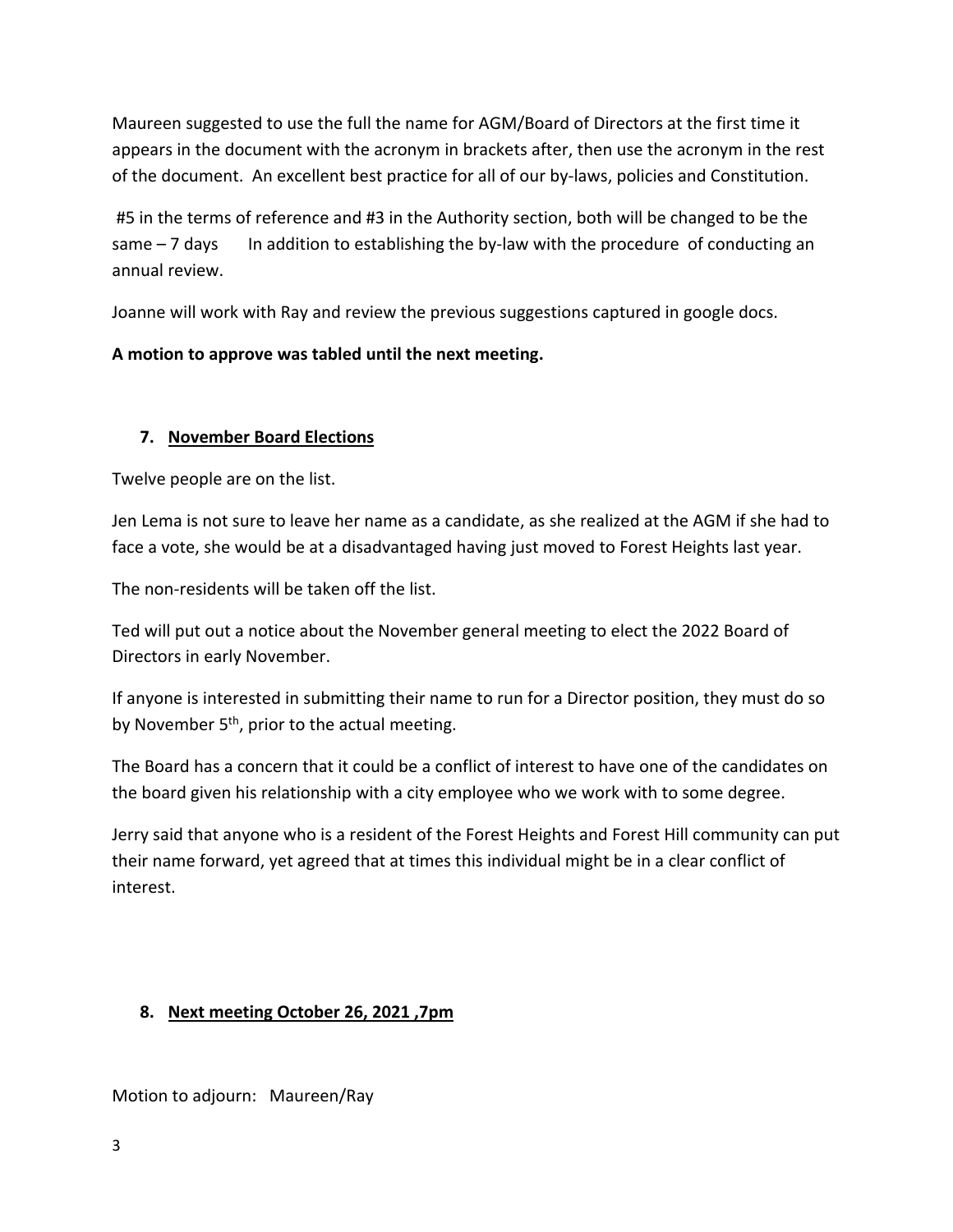Maureen suggested to use the full the name for AGM/Board of Directors at the first time it appears in the document with the acronym in brackets after, then use the acronym in the rest of the document. An excellent best practice for all of our by-laws, policies and Constitution.

#5 in the terms of reference and #3 in the Authority section, both will be changed to be the same – 7 days In addition to establishing the by-law with the procedure of conducting an annual review.

Joanne will work with Ray and review the previous suggestions captured in google docs.

**A motion to approve was tabled until the next meeting.**

## 7. November Board Elections

Twelve people are on the list.

Jen Lema is not sure to leave her name as a candidate, as she realized at the AGM if she had to face a vote, she would be at a disadvantaged having just moved to Forest Heights last year.

The non-residents will be taken off the list.

Ted will put out a notice about the November general meeting to elect the 2022 Board of Directors in early November.

If anyone is interested in submitting their name to run for a Director position, they must do so by November 5th, prior to the actual meeting.

The Board has a concern that it could be a conflict of interest to have one of the candidates on the board given his relationship with a city employee who we work with to some degree.

Jerry said that anyone who is a resident of the Forest Heights and Forest Hill community can put their name forward, yet agreed that at times this individual might be in a clear conflict of interest.

## 8. Next meeting October 26, 2021 ,7pm

Motion to adjourn: Maureen/Ray